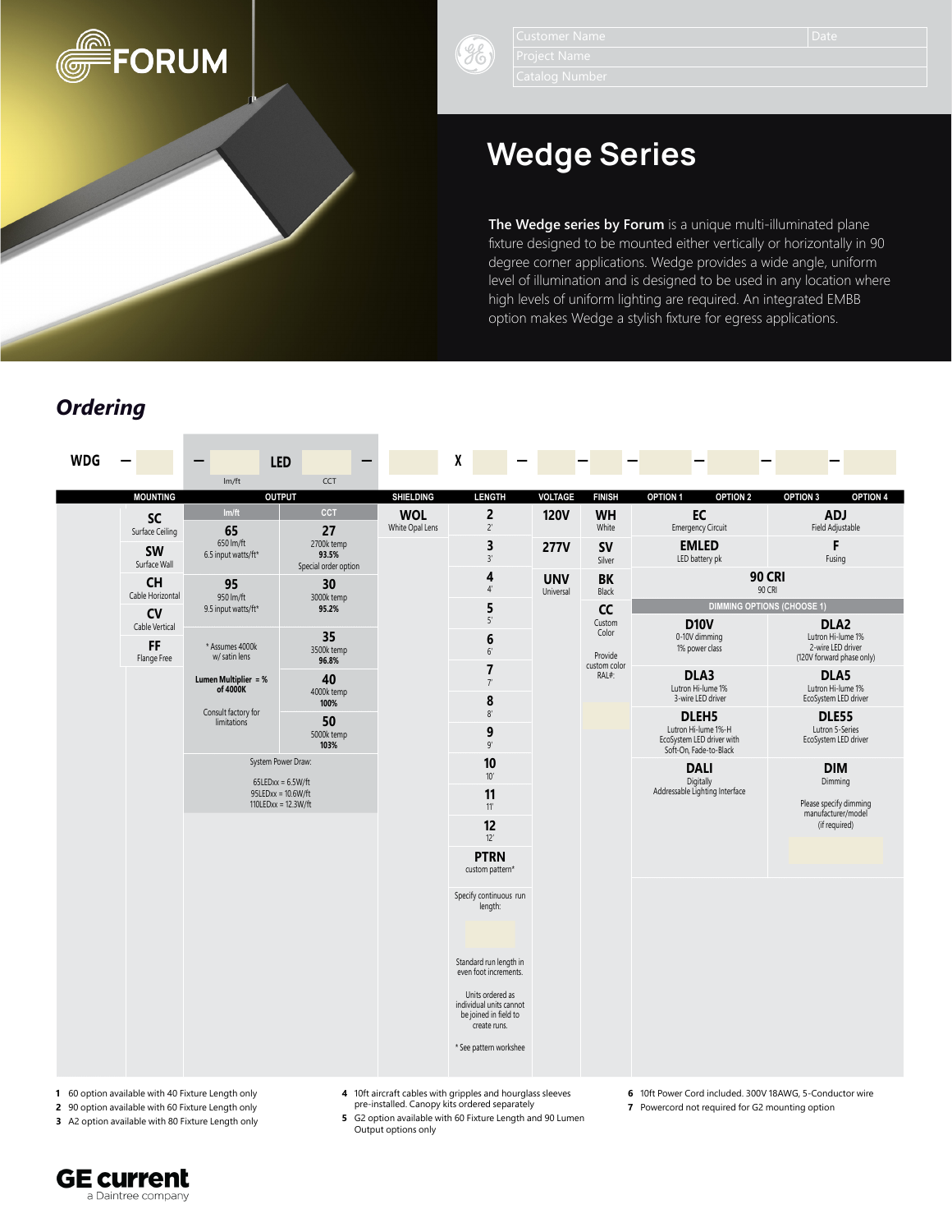FORUM

| Customer Name | Date |
|---|---|
| Project Name | |
| Catalog Number | |

# Wedge Series

**The Wedge series by Forum** is a unique multi-illuminated plane fixture designed to be mounted either vertically or horizontally in 90 degree corner applications. Wedge provides a wide angle, uniform level of illumination and is designed to be used in any location where high levels of uniform lighting are required. An integrated EMBB option makes Wedge a stylish fixture for egress applications.

## *Ordering*

WDG – [ ] – [ lm/ft ] LED [ CCT ] – [ ] X [ ] – [ ] – [ ] – [ ] – [ ] – [ ] – [ ]

| MOUNTING | OUTPUT lm/ft | OUTPUT CCT | SHIELDING | LENGTH | VOLTAGE | FINISH | OPTION 1 / OPTION 2 | OPTION 3 / OPTION 4 |
|---|---|---|---|---|---|---|---|---|
| **SC** Surface Ceiling | **65** 650 lm/ft 6.5 input watts/ft* | **27** 2700k temp **93.5%** Special order option | **WOL** White Opal Lens | **2** 2' | **120V** | **WH** White | **EC** Emergency Circuit | **ADJ** Field Adjustable |
| **SW** Surface Wall | **95** 950 lm/ft 9.5 input watts/ft* | **30** 3000k temp **95.2%** | | **3** 3' | **277V** | **SV** Silver | **EMLED** LED battery pk | **F** Fusing |
| **CH** Cable Horizontal | * Assumes 4000k w/ satin lens | **35** 3500k temp **96.8%** | | **4** 4' | **UNV** Universal | **BK** Black | **90 CRI** 90 CRI | |
| **CV** Cable Vertical | **Lumen Multiplier = % of 4000K** | **40** 4000k temp **100%** | | **5** 5' | | **CC** Custom Color. Provide custom color RAL#: | DIMMING OPTIONS (CHOOSE 1) | |
| **FF** Flange Free | Consult factory for limitations | **50** 5000k temp **103%** | | **6** 6' | | | **D10V** 0-10V dimming 1% power class | **DLA2** Lutron Hi-lume 1% 2-wire LED driver (120V forward phase only) |
| | System Power Draw: 65LEDxx = 6.5W/ft; 95LEDxx = 10.6W/ft; 110LEDxx = 12.3W/ft | | | **7** 7' | | | **DLA3** Lutron Hi-lume 1% 3-wire LED driver | **DLA5** Lutron Hi-lume 1% EcoSystem LED driver |
| | | | | **8** 8' | | | **DLEH5** Lutron Hi-lume 1%-H EcoSystem LED driver with Soft-On, Fade-to-Black | **DLE55** Lutron 5-Series EcoSystem LED driver |
| | | | | **9** 9' | | | **DALI** Digitally Addressable Lighting Interface | **DIM** Dimming. Please specify dimming manufacturer/model (if required) |
| | | | | **10** 10' | | | | |
| | | | | **11** 11' | | | | |
| | | | | **12** 12' | | | | |
| | | | | **PTRN** custom pattern* | | | | |
| | | | | Specify continuous run length: | | | | |
| | | | | Standard run length in even foot increments. | | | | |
| | | | | Units ordered as individual units cannot be joined in field to create runs. | | | | |
| | | | | * See pattern workshee | | | | |

1. 60 option available with 40 Fixture Length only
2. 90 option available with 60 Fixture Length only
3. A2 option available with 80 Fixture Length only
4. 10ft aircraft cables with gripples and hourglass sleeves pre-installed. Canopy kits ordered separately
5. G2 option available with 60 Fixture Length and 90 Lumen Output options only
6. 10ft Power Cord included. 300V 18AWG, 5-Conductor wire
7. Powercord not required for G2 mounting option

GE current
a Daintree company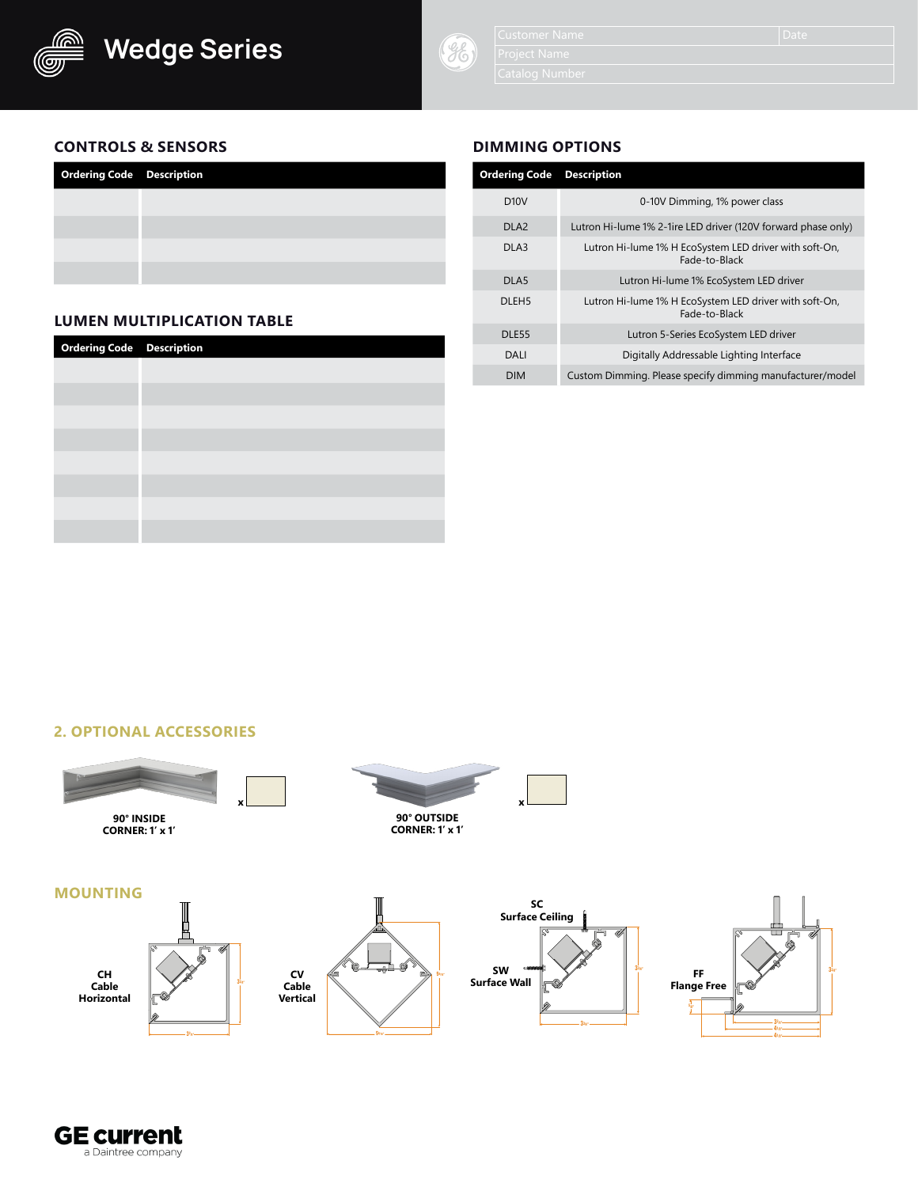# Wedge Series

| Customer Name | Date |
|---|---|
| Project Name | |
| Catalog Number | |

## CONTROLS & SENSORS

| Ordering Code | Description |
|---|---|
| | |
| | |
| | |
| | |

## LUMEN MULTIPLICATION TABLE

| Ordering Code | Description |
|---|---|
| | |
| | |
| | |
| | |
| | |
| | |
| | |
| | |

## DIMMING OPTIONS

| Ordering Code | Description |
|---|---|
| D10V | 0-10V Dimming, 1% power class |
| DLA2 | Lutron Hi-lume 1% 2-1ire LED driver (120V forward phase only) |
| DLA3 | Lutron Hi-lume 1% H EcoSystem LED driver with soft-On, Fade-to-Black |
| DLA5 | Lutron Hi-lume 1% EcoSystem LED driver |
| DLEH5 | Lutron Hi-lume 1% H EcoSystem LED driver with soft-On, Fade-to-Black |
| DLE55 | Lutron 5-Series EcoSystem LED driver |
| DALI | Digitally Addressable Lighting Interface |
| DIM | Custom Dimming. Please specify dimming manufacturer/model |

## 2. OPTIONAL ACCESSORIES

90° INSIDE CORNER: 1′ x 1′ x

90° OUTSIDE CORNER: 1′ x 1′ x

## MOUNTING

CH Cable Horizontal

CV Cable Vertical

SC Surface Ceiling

SW Surface Wall

FF Flange Free

**GE current** a Daintree company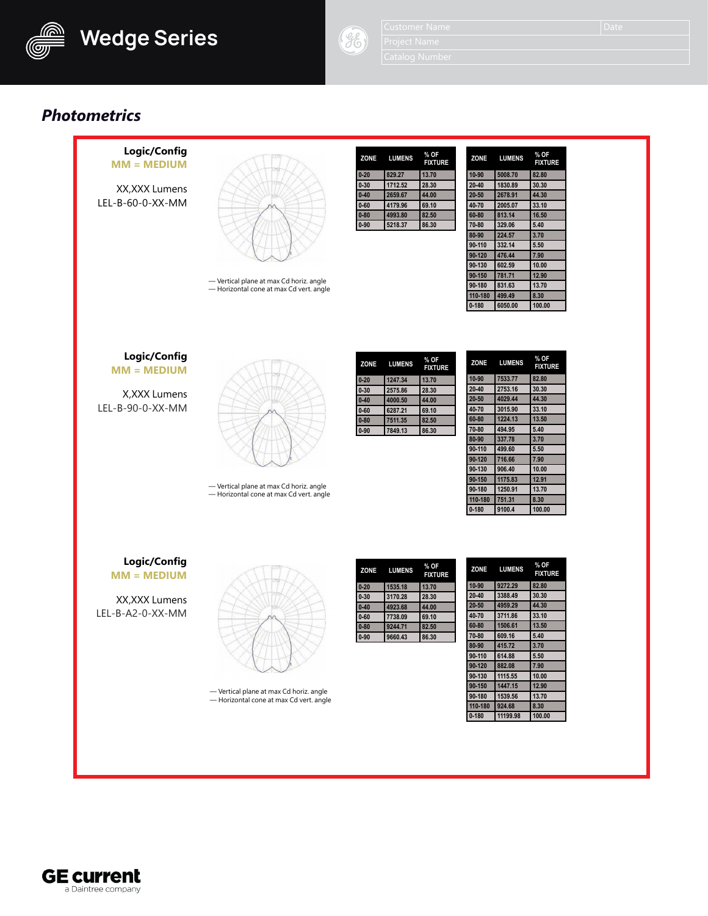# Photometrics

**Logic/Config**
**MM = MEDIUM**

XX,XXX Lumens
LEL-B-60-0-XX-MM

— Vertical plane at max Cd horiz. angle
— Horizontal cone at max Cd vert. angle

| ZONE | LUMENS | % OF FIXTURE |
|---|---|---|
| 0-20 | 829.27 | 13.70 |
| 0-30 | 1712.52 | 28.30 |
| 0-40 | 2659.67 | 44.00 |
| 0-60 | 4179.96 | 69.10 |
| 0-80 | 4993.80 | 82.50 |
| 0-90 | 5218.37 | 86.30 |

| ZONE | LUMENS | % OF FIXTURE |
|---|---|---|
| 10-90 | 5008.70 | 82.80 |
| 20-40 | 1830.89 | 30.30 |
| 20-50 | 2678.91 | 44.30 |
| 40-70 | 2005.07 | 33.10 |
| 60-80 | 813.14 | 16.50 |
| 70-80 | 329.06 | 5.40 |
| 80-90 | 224.57 | 3.70 |
| 90-110 | 332.14 | 5.50 |
| 90-120 | 476.44 | 7.90 |
| 90-130 | 602.59 | 10.00 |
| 90-150 | 781.71 | 12.90 |
| 90-180 | 831.63 | 13.70 |
| 110-180 | 499.49 | 8.30 |
| 0-180 | 6050.00 | 100.00 |

**Logic/Config**
**MM = MEDIUM**

X,XXX Lumens
LEL-B-90-0-XX-MM

— Vertical plane at max Cd horiz. angle
— Horizontal cone at max Cd vert. angle

| ZONE | LUMENS | % OF FIXTURE |
|---|---|---|
| 0-20 | 1247.34 | 13.70 |
| 0-30 | 2575.86 | 28.30 |
| 0-40 | 4000.50 | 44.00 |
| 0-60 | 6287.21 | 69.10 |
| 0-80 | 7511.35 | 82.50 |
| 0-90 | 7849.13 | 86.30 |

| ZONE | LUMENS | % OF FIXTURE |
|---|---|---|
| 10-90 | 7533.77 | 82.80 |
| 20-40 | 2753.16 | 30.30 |
| 20-50 | 4029.44 | 44.30 |
| 40-70 | 3015.90 | 33.10 |
| 60-80 | 1224.13 | 13.50 |
| 70-80 | 494.95 | 5.40 |
| 80-90 | 337.78 | 3.70 |
| 90-110 | 499.60 | 5.50 |
| 90-120 | 716.66 | 7.90 |
| 90-130 | 906.40 | 10.00 |
| 90-150 | 1175.83 | 12.91 |
| 90-180 | 1250.91 | 13.70 |
| 110-180 | 751.31 | 8.30 |
| 0-180 | 9100.4 | 100.00 |

**Logic/Config**
**MM = MEDIUM**

XX,XXX Lumens
LEL-B-A2-0-XX-MM

— Vertical plane at max Cd horiz. angle
— Horizontal cone at max Cd vert. angle

| ZONE | LUMENS | % OF FIXTURE |
|---|---|---|
| 0-20 | 1535.18 | 13.70 |
| 0-30 | 3170.28 | 28.30 |
| 0-40 | 4923.68 | 44.00 |
| 0-60 | 7738.09 | 69.10 |
| 0-80 | 9244.71 | 82.50 |
| 0-90 | 9660.43 | 86.30 |

| ZONE | LUMENS | % OF FIXTURE |
|---|---|---|
| 10-90 | 9272.29 | 82.80 |
| 20-40 | 3388.49 | 30.30 |
| 20-50 | 4959.29 | 44.30 |
| 40-70 | 3711.86 | 33.10 |
| 60-80 | 1506.61 | 13.50 |
| 70-80 | 609.16 | 5.40 |
| 80-90 | 415.72 | 3.70 |
| 90-110 | 614.88 | 5.50 |
| 90-120 | 882.08 | 7.90 |
| 90-130 | 1115.55 | 10.00 |
| 90-150 | 1447.15 | 12.90 |
| 90-180 | 1539.56 | 13.70 |
| 110-180 | 924.68 | 8.30 |
| 0-180 | 11199.98 | 100.00 |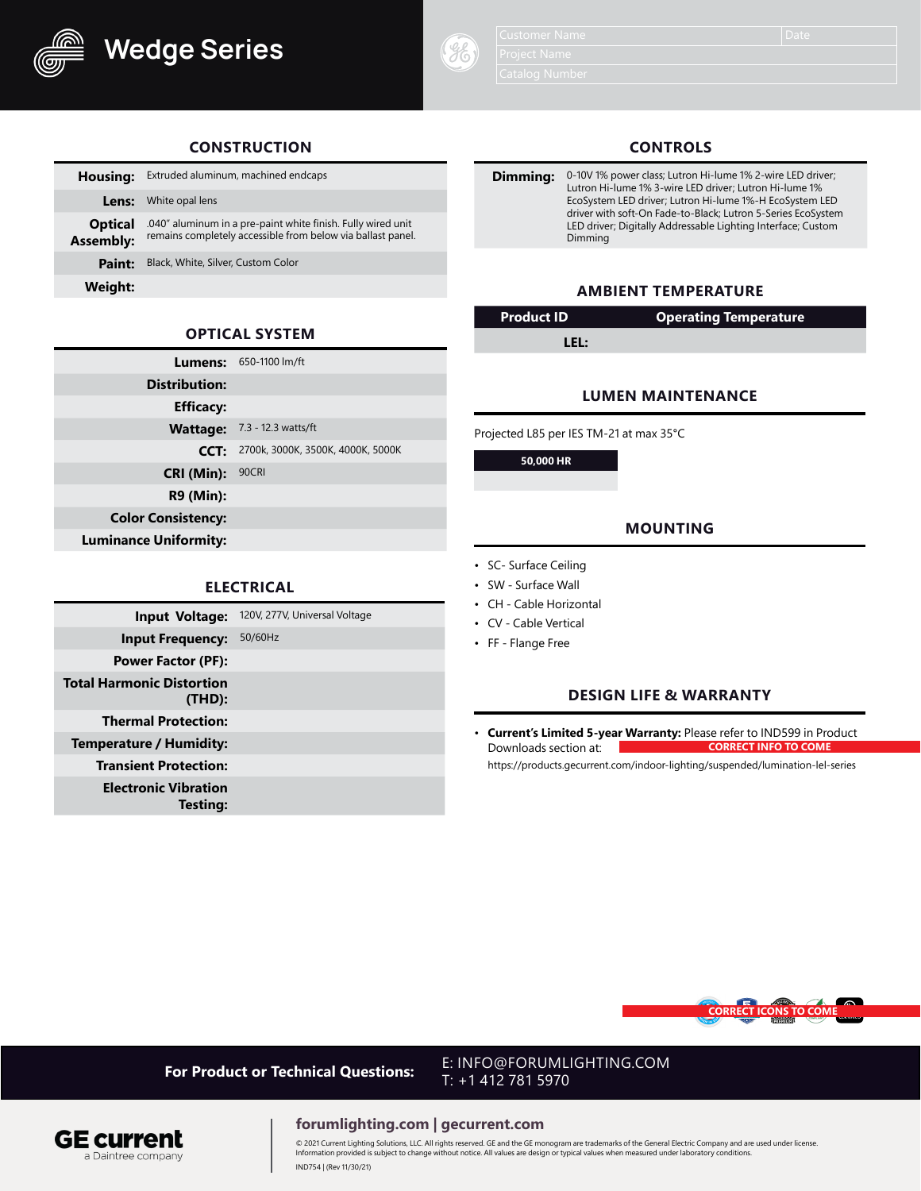# Wedge Series

| Customer Name | Date |
|---|---|
| Project Name | |
| Catalog Number | |

## CONSTRUCTION

| | |
|---|---|
| **Housing:** | Extruded aluminum, machined endcaps |
| **Lens:** | White opal lens |
| **Optical Assembly:** | .040" aluminum in a pre-paint white finish. Fully wired unit remains completely accessible from below via ballast panel. |
| **Paint:** | Black, White, Silver, Custom Color |
| **Weight:** | |

## OPTICAL SYSTEM

| | |
|---|---|
| **Lumens:** | 650-1100 lm/ft |
| **Distribution:** | |
| **Efficacy:** | |
| **Wattage:** | 7.3 - 12.3 watts/ft |
| **CCT:** | 2700k, 3000K, 3500K, 4000K, 5000K |
| **CRI (Min):** | 90CRI |
| **R9 (Min):** | |
| **Color Consistency:** | |
| **Luminance Uniformity:** | |

## ELECTRICAL

| | |
|---|---|
| **Input Voltage:** | 120V, 277V, Universal Voltage |
| **Input Frequency:** | 50/60Hz |
| **Power Factor (PF):** | |
| **Total Harmonic Distortion (THD):** | |
| **Thermal Protection:** | |
| **Temperature / Humidity:** | |
| **Transient Protection:** | |
| **Electronic Vibration Testing:** | |

## CONTROLS

| | |
|---|---|
| **Dimming:** | 0-10V 1% power class; Lutron Hi-lume 1% 2-wire LED driver; Lutron Hi-lume 1% 3-wire LED driver; Lutron Hi-lume 1% EcoSystem LED driver; Lutron Hi-lume 1%-H EcoSystem LED driver with soft-On Fade-to-Black; Lutron 5-Series EcoSystem LED driver; Digitally Addressable Lighting Interface; Custom Dimming |

## AMBIENT TEMPERATURE

| Product ID | Operating Temperature |
|---|---|
| LEL: | |

## LUMEN MAINTENANCE

Projected L85 per IES TM-21 at max 35°C

| 50,000 HR |
|---|
| |

## MOUNTING

- SC- Surface Ceiling
- SW - Surface Wall
- CH - Cable Horizontal
- CV - Cable Vertical
- FF - Flange Free

## DESIGN LIFE & WARRANTY

- **Current's Limited 5-year Warranty:** Please refer to IND599 in Product Downloads section at: CORRECT INFO TO COME https://products.gecurrent.com/indoor-lighting/suspended/lumination-lel-series

CORRECT ICONS TO COME

**For Product or Technical Questions:** E: INFO@FORUMLIGHTING.COM T: +1 412 781 5970

GE current
a Daintree company

**forumlighting.com | gecurrent.com**

© 2021 Current Lighting Solutions, LLC. All rights reserved. GE and the GE monogram are trademarks of the General Electric Company and are used under license. Information provided is subject to change without notice. All values are design or typical values when measured under laboratory conditions.

IND754 | (Rev 11/30/21)